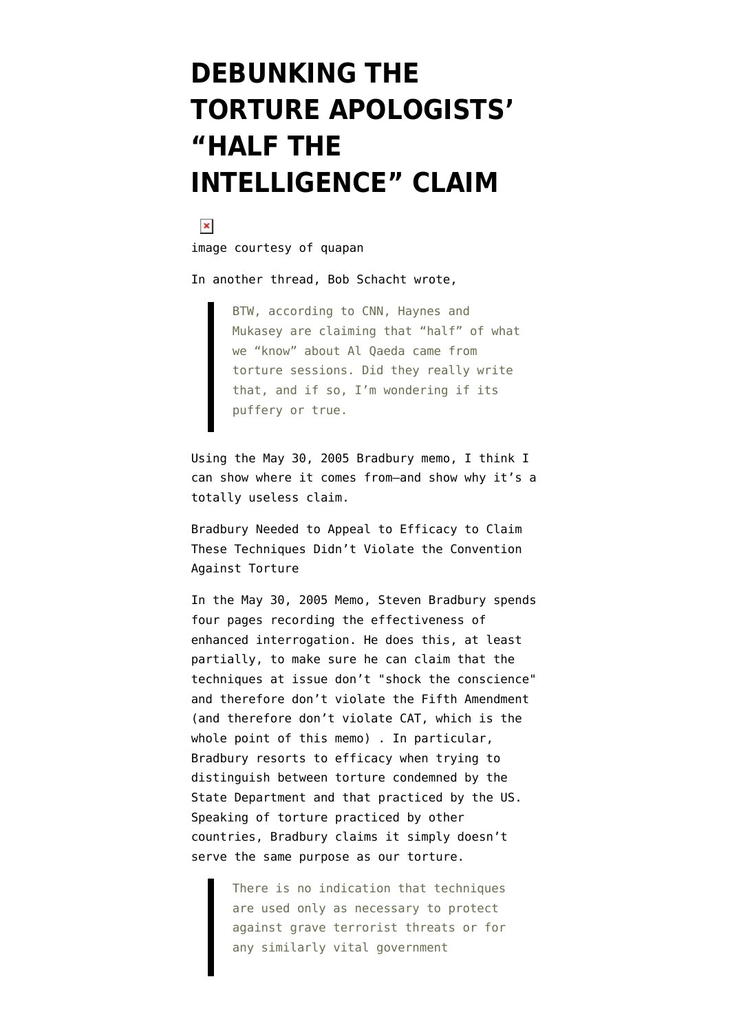# DEBUNKING THE TORTURE APOLOGISTS' "HALF THE INTELLIGENCE" CLAIM

image courtesy of quapan

In another thread, Bob Schacht wrote,

> BTW, according to CNN, Haynes and Mukasey are claiming that "half" of what we "know" about Al Qaeda came from torture sessions. Did they really write that, and if so, I'm wondering if its puffery or true.

Using the May 30, 2005 Bradbury memo, I think I can show where it comes from–and show why it's a totally useless claim.

Bradbury Needed to Appeal to Efficacy to Claim These Techniques Didn't Violate the Convention Against Torture

In the May 30, 2005 Memo, Steven Bradbury spends four pages recording the effectiveness of enhanced interrogation. He does this, at least partially, to make sure he can claim that the techniques at issue don't "shock the conscience" and therefore don't violate the Fifth Amendment (and therefore don't violate CAT, which is the whole point of this memo) . In particular, Bradbury resorts to efficacy when trying to distinguish between torture condemned by the State Department and that practiced by the US. Speaking of torture practiced by other countries, Bradbury claims it simply doesn't serve the same purpose as our torture.

> There is no indication that techniques are used only as necessary to protect against grave terrorist threats or for any similarly vital government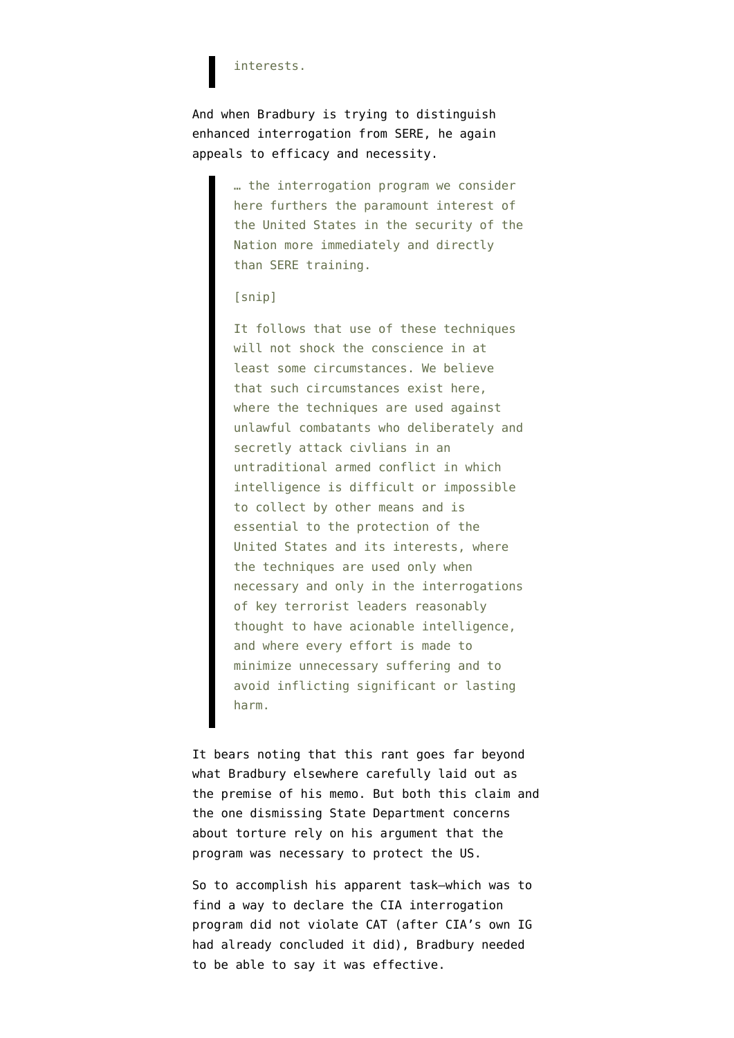> interests.

And when Bradbury is trying to distinguish enhanced interrogation from SERE, he again appeals to efficacy and necessity.

> … the interrogation program we consider here furthers the paramount interest of the United States in the security of the Nation more immediately and directly than SERE training.
>
> [snip]
>
> It follows that use of these techniques will not shock the conscience in at least some circumstances. We believe that such circumstances exist here, where the techniques are used against unlawful combatants who deliberately and secretly attack civlians in an untraditional armed conflict in which intelligence is difficult or impossible to collect by other means and is essential to the protection of the United States and its interests, where the techniques are used only when necessary and only in the interrogations of key terrorist leaders reasonably thought to have acionable intelligence, and where every effort is made to minimize unnecessary suffering and to avoid inflicting significant or lasting harm.

It bears noting that this rant goes far beyond what Bradbury elsewhere carefully laid out as the premise of his memo. But both this claim and the one dismissing State Department concerns about torture rely on his argument that the program was necessary to protect the US.

So to accomplish his apparent task–which was to find a way to declare the CIA interrogation program did not violate CAT (after CIA's own IG had already concluded it did), Bradbury needed to be able to say it was effective.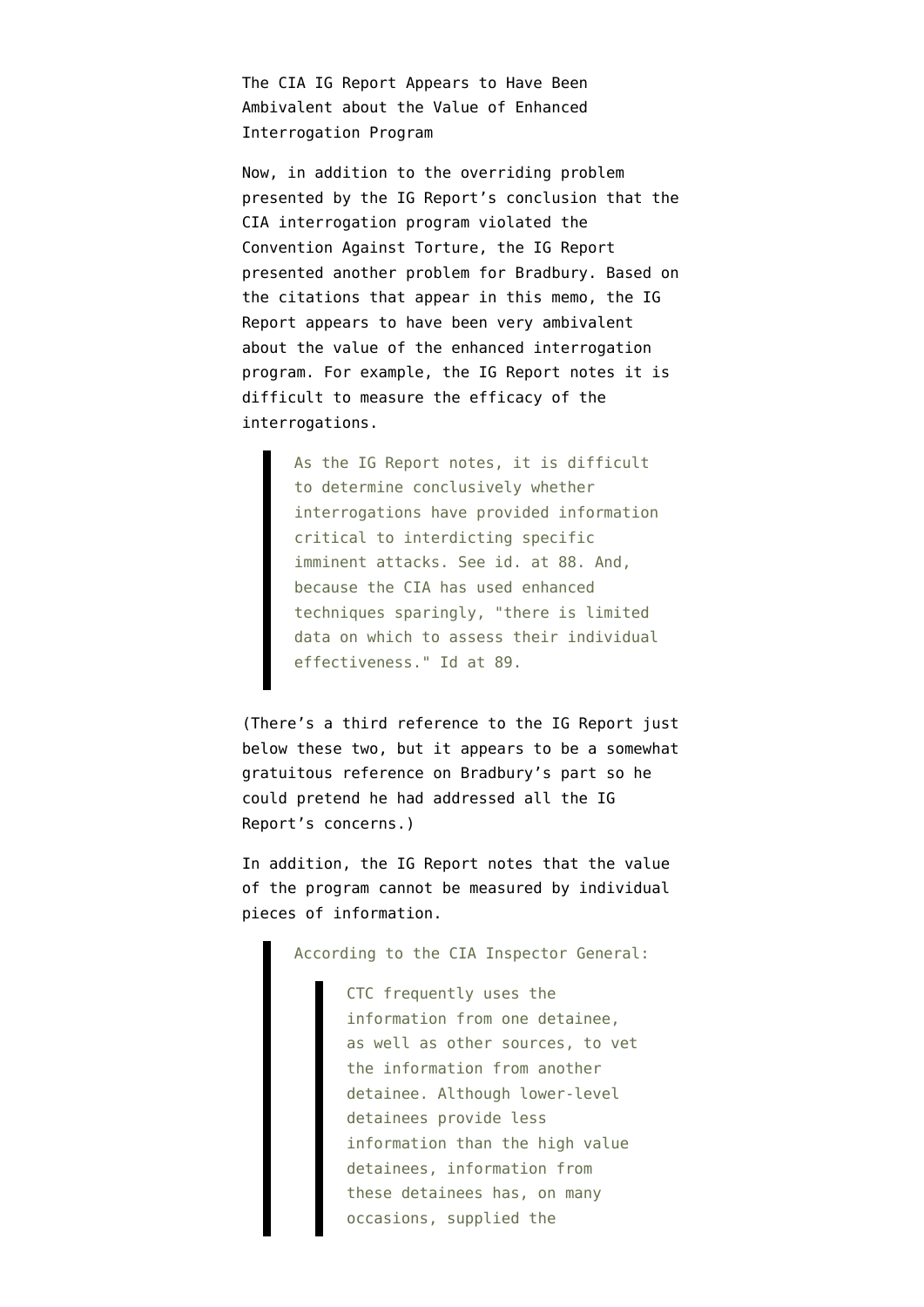## The CIA IG Report Appears to Have Been Ambivalent about the Value of Enhanced Interrogation Program

Now, in addition to the overriding problem presented by the IG Report's conclusion that the CIA interrogation program violated the Convention Against Torture, the IG Report presented another problem for Bradbury. Based on the citations that appear in this memo, the IG Report appears to have been very ambivalent about the value of the enhanced interrogation program. For example, the IG Report notes it is difficult to measure the efficacy of the interrogations.

> As the IG Report notes, it is difficult to determine conclusively whether interrogations have provided information critical to interdicting specific imminent attacks. See id. at 88. And, because the CIA has used enhanced techniques sparingly, "there is limited data on which to assess their individual effectiveness." Id at 89.

(There's a third reference to the IG Report just below these two, but it appears to be a somewhat gratuitous reference on Bradbury's part so he could pretend he had addressed all the IG Report's concerns.)

In addition, the IG Report notes that the value of the program cannot be measured by individual pieces of information.

> According to the CIA Inspector General:
>
> > CTC frequently uses the information from one detainee, as well as other sources, to vet the information from another detainee. Although lower-level detainees provide less information than the high value detainees, information from these detainees has, on many occasions, supplied the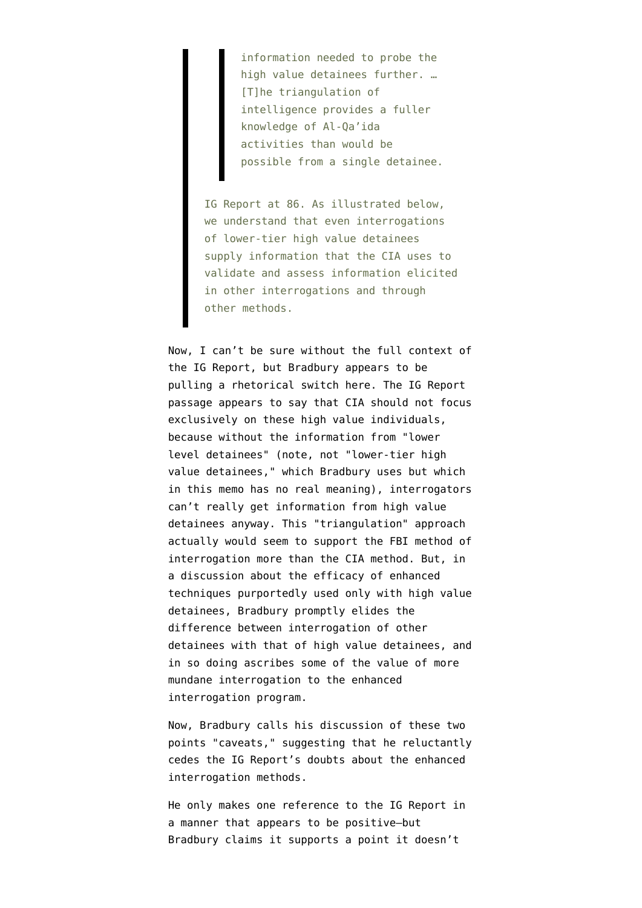> > information needed to probe the high value detainees further. … [T]he triangulation of intelligence provides a fuller knowledge of Al-Qa'ida activities than would be possible from a single detainee.
>
> IG Report at 86. As illustrated below, we understand that even interrogations of lower-tier high value detainees supply information that the CIA uses to validate and assess information elicited in other interrogations and through other methods.

Now, I can't be sure without the full context of the IG Report, but Bradbury appears to be pulling a rhetorical switch here. The IG Report passage appears to say that CIA should not focus exclusively on these high value individuals, because without the information from "lower level detainees" (note, not "lower-tier high value detainees," which Bradbury uses but which in this memo has no real meaning), interrogators can't really get information from high value detainees anyway. This "triangulation" approach actually would seem to support the FBI method of interrogation more than the CIA method. But, in a discussion about the efficacy of enhanced techniques purportedly used only with high value detainees, Bradbury promptly elides the difference between interrogation of other detainees with that of high value detainees, and in so doing ascribes some of the value of more mundane interrogation to the enhanced interrogation program.

Now, Bradbury calls his discussion of these two points "caveats," suggesting that he reluctantly cedes the IG Report's doubts about the enhanced interrogation methods.

He only makes one reference to the IG Report in a manner that appears to be positive–but Bradbury claims it supports a point it doesn't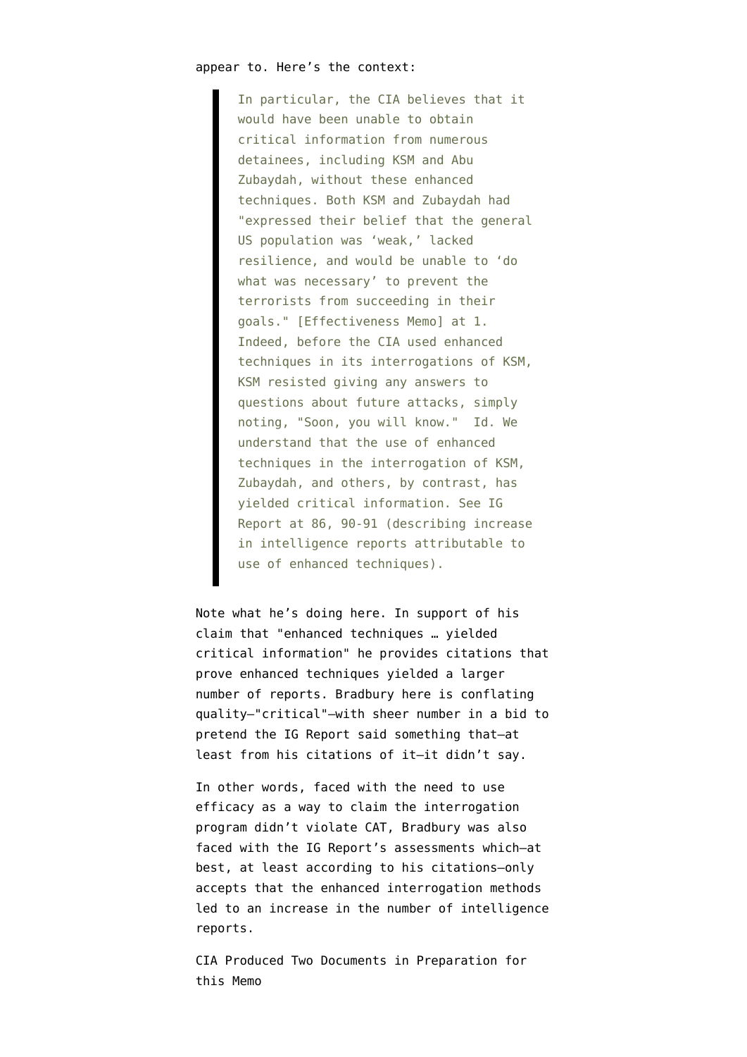appear to. Here's the context:

> In particular, the CIA believes that it would have been unable to obtain critical information from numerous detainees, including KSM and Abu Zubaydah, without these enhanced techniques. Both KSM and Zubaydah had "expressed their belief that the general US population was 'weak,' lacked resilience, and would be unable to 'do what was necessary' to prevent the terrorists from succeeding in their goals." [Effectiveness Memo] at 1. Indeed, before the CIA used enhanced techniques in its interrogations of KSM, KSM resisted giving any answers to questions about future attacks, simply noting, "Soon, you will know." Id. We understand that the use of enhanced techniques in the interrogation of KSM, Zubaydah, and others, by contrast, has yielded critical information. See IG Report at 86, 90-91 (describing increase in intelligence reports attributable to use of enhanced techniques).

Note what he's doing here. In support of his claim that "enhanced techniques … yielded critical information" he provides citations that prove enhanced techniques yielded a larger number of reports. Bradbury here is conflating quality–"critical"–with sheer number in a bid to pretend the IG Report said something that–at least from his citations of it–it didn't say.

In other words, faced with the need to use efficacy as a way to claim the interrogation program didn't violate CAT, Bradbury was also faced with the IG Report's assessments which–at best, at least according to his citations–only accepts that the enhanced interrogation methods led to an increase in the number of intelligence reports.

CIA Produced Two Documents in Preparation for this Memo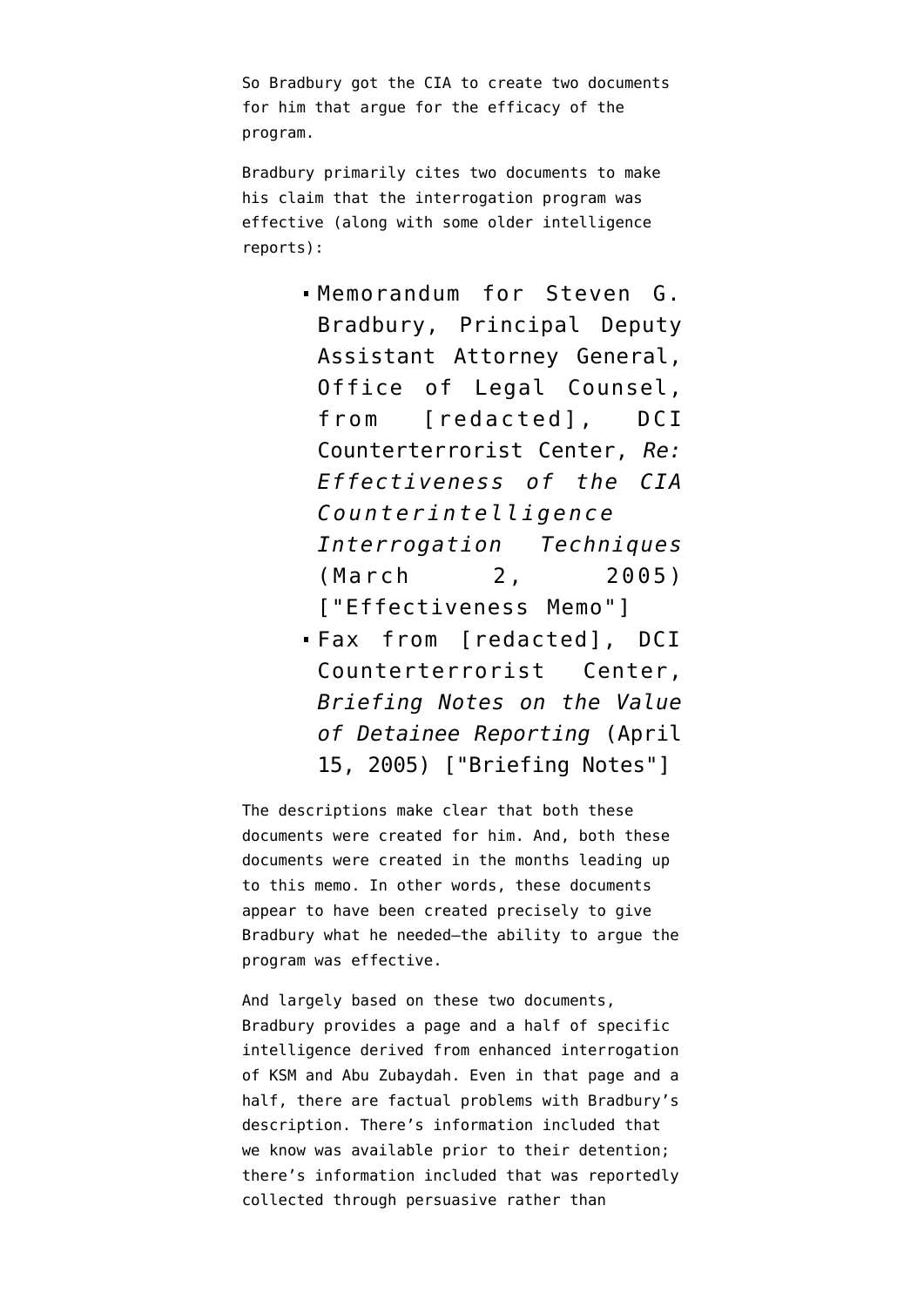So Bradbury got the CIA to create two documents for him that argue for the efficacy of the program.

Bradbury primarily cites two documents to make his claim that the interrogation program was effective (along with some older intelligence reports):

- Memorandum for Steven G. Bradbury, Principal Deputy Assistant Attorney General, Office of Legal Counsel, from [redacted], DCI Counterterrorist Center, *Re: Effectiveness of the CIA Counterintelligence Interrogation Techniques* (March 2, 2005) ["Effectiveness Memo"]
- Fax from [redacted], DCI Counterterrorist Center, *Briefing Notes on the Value of Detainee Reporting* (April 15, 2005) ["Briefing Notes"]

The descriptions make clear that both these documents were created for him. And, both these documents were created in the months leading up to this memo. In other words, these documents appear to have been created precisely to give Bradbury what he needed—the ability to argue the program was effective.

And largely based on these two documents, Bradbury provides a page and a half of specific intelligence derived from enhanced interrogation of KSM and Abu Zubaydah. Even in that page and a half, there are factual problems with Bradbury's description. There's information included that we know was available prior to their detention; there's information included that was reportedly collected through persuasive rather than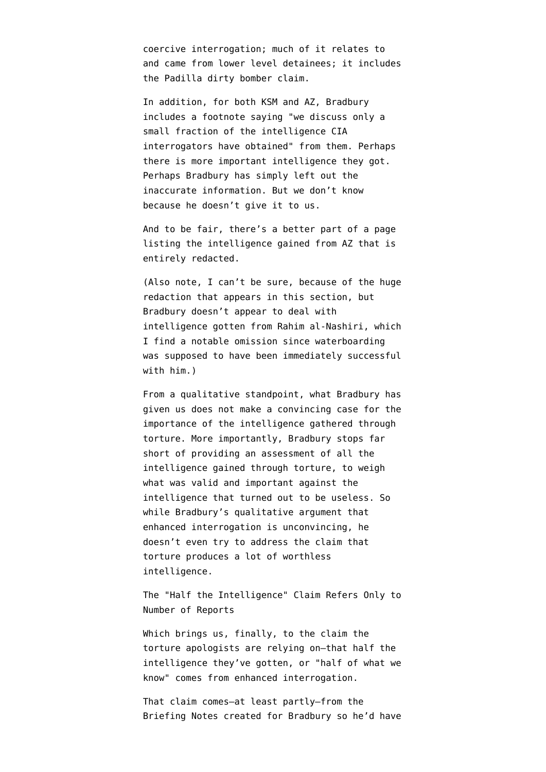coercive interrogation; much of it relates to and came from lower level detainees; it includes the Padilla dirty bomber claim.

In addition, for both KSM and AZ, Bradbury includes a footnote saying "we discuss only a small fraction of the intelligence CIA interrogators have obtained" from them. Perhaps there is more important intelligence they got. Perhaps Bradbury has simply left out the inaccurate information. But we don't know because he doesn't give it to us.

And to be fair, there's a better part of a page listing the intelligence gained from AZ that is entirely redacted.

(Also note, I can't be sure, because of the huge redaction that appears in this section, but Bradbury doesn't appear to deal with intelligence gotten from Rahim al-Nashiri, which I find a notable omission since waterboarding was supposed to have been immediately successful with him.)

From a qualitative standpoint, what Bradbury has given us does not make a convincing case for the importance of the intelligence gathered through torture. More importantly, Bradbury stops far short of providing an assessment of all the intelligence gained through torture, to weigh what was valid and important against the intelligence that turned out to be useless. So while Bradbury's qualitative argument that enhanced interrogation is unconvincing, he doesn't even try to address the claim that torture produces a lot of worthless intelligence.

## The "Half the Intelligence" Claim Refers Only to Number of Reports

Which brings us, finally, to the claim the torture apologists are relying on—that half the intelligence they've gotten, or "half of what we know" comes from enhanced interrogation.

That claim comes—at least partly—from the Briefing Notes created for Bradbury so he'd have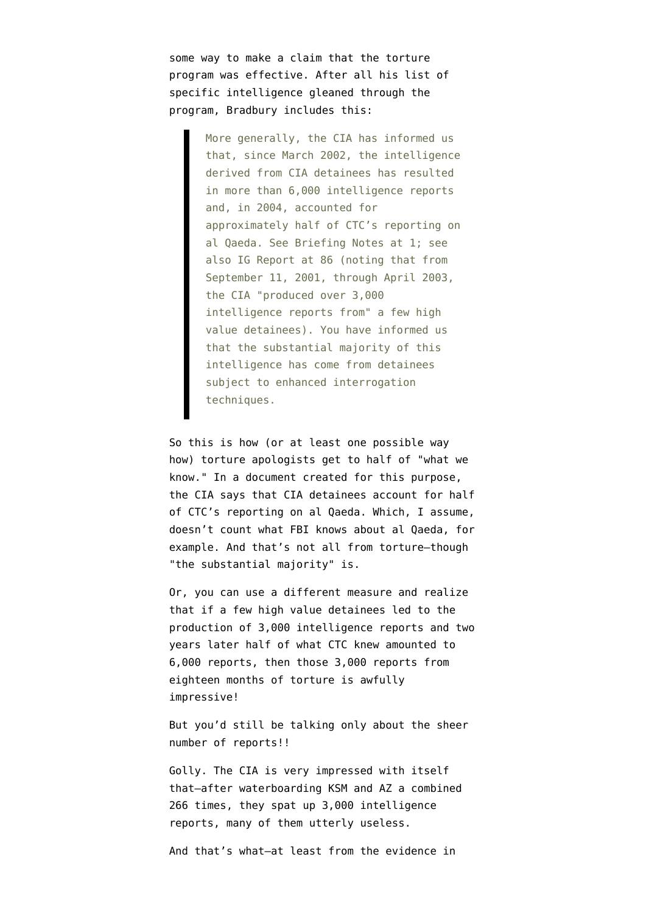some way to make a claim that the torture program was effective. After all his list of specific intelligence gleaned through the program, Bradbury includes this:

> More generally, the CIA has informed us that, since March 2002, the intelligence derived from CIA detainees has resulted in more than 6,000 intelligence reports and, in 2004, accounted for approximately half of CTC's reporting on al Qaeda. See Briefing Notes at 1; see also IG Report at 86 (noting that from September 11, 2001, through April 2003, the CIA "produced over 3,000 intelligence reports from" a few high value detainees). You have informed us that the substantial majority of this intelligence has come from detainees subject to enhanced interrogation techniques.

So this is how (or at least one possible way how) torture apologists get to half of "what we know." In a document created for this purpose, the CIA says that CIA detainees account for half of CTC's reporting on al Qaeda. Which, I assume, doesn't count what FBI knows about al Qaeda, for example. And that's not all from torture—though "the substantial majority" is.

Or, you can use a different measure and realize that if a few high value detainees led to the production of 3,000 intelligence reports and two years later half of what CTC knew amounted to 6,000 reports, then those 3,000 reports from eighteen months of torture is awfully impressive!

But you'd still be talking only about the sheer number of reports!!

Golly. The CIA is very impressed with itself that—after waterboarding KSM and AZ a combined 266 times, they spat up 3,000 intelligence reports, many of them utterly useless.

And that's what—at least from the evidence in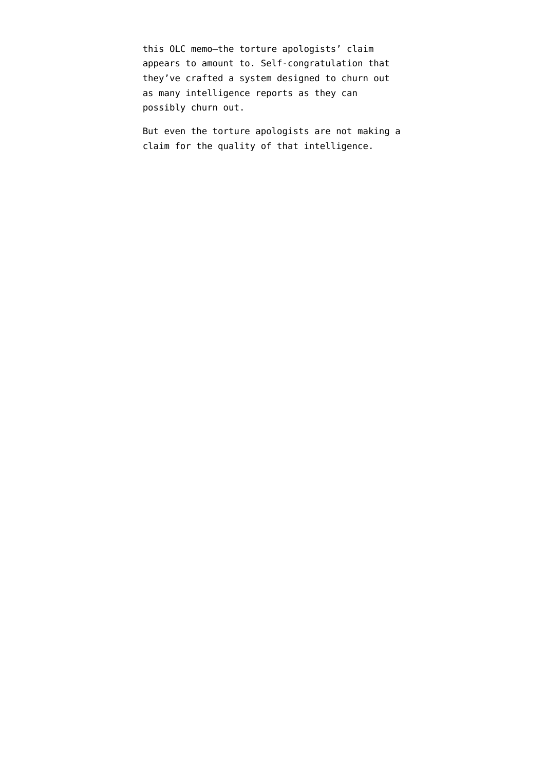this OLC memo—the torture apologists' claim appears to amount to. Self-congratulation that they've crafted a system designed to churn out as many intelligence reports as they can possibly churn out.

But even the torture apologists are not making a claim for the quality of that intelligence.